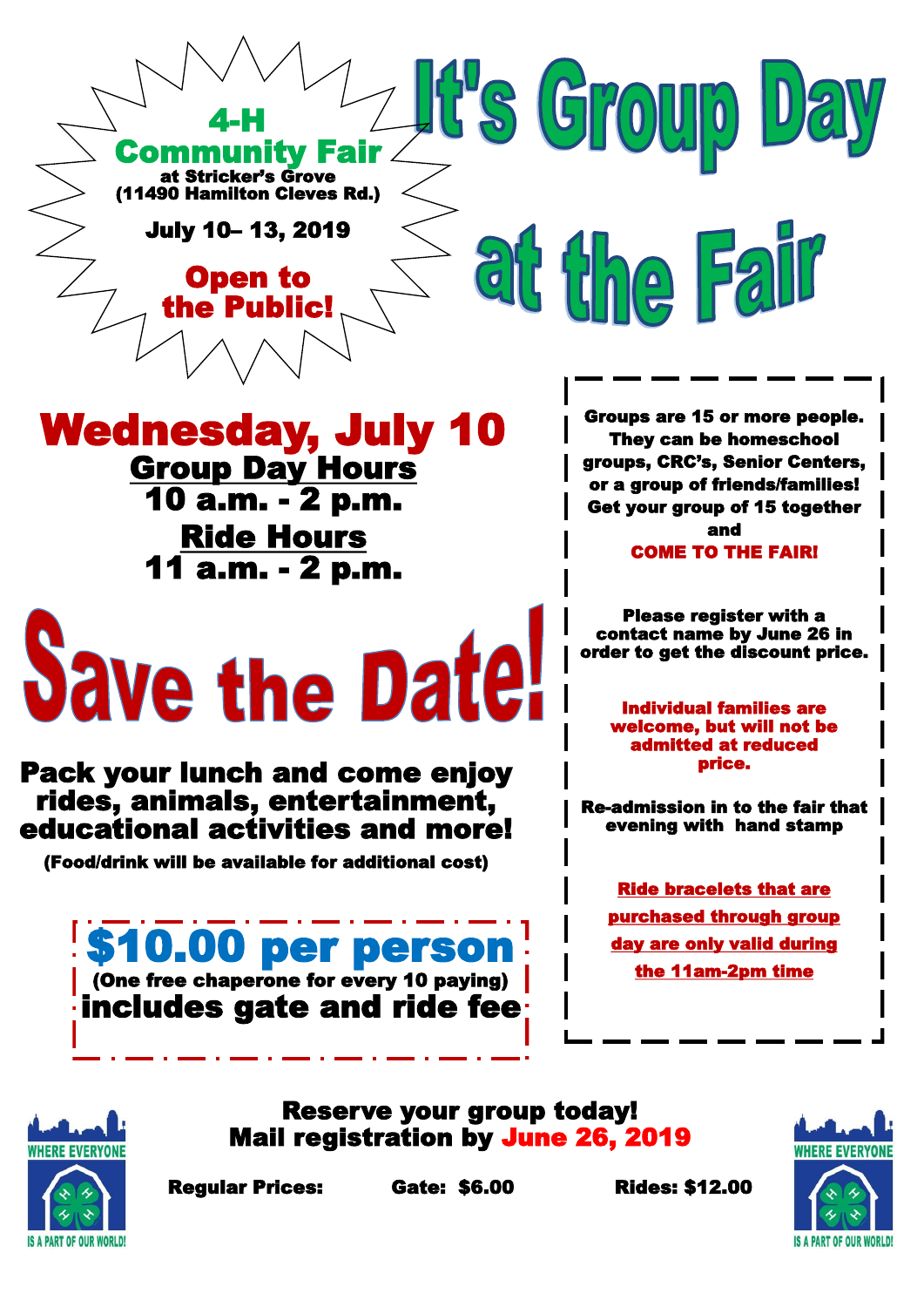**4-H Community Fair**
at Stricker's Grove
(11490 Hamilton Cleves Rd.)

July 10– 13, 2019

**Open to the Public!**

# It's Group Day at the Fair

## Wednesday, July 10

**Group Day Hours**
10 a.m. - 2 p.m.

**Ride Hours**
11 a.m. - 2 p.m.

# Save the Date!

**Pack your lunch and come enjoy rides, animals, entertainment, educational activities and more!**

(Food/drink will be available for additional cost)

**$10.00 per person**
(One free chaperone for every 10 paying)
**includes gate and ride fee**

Groups are 15 or more people. They can be homeschool groups, CRC's, Senior Centers, or a group of friends/families! Get your group of 15 together and
**COME TO THE FAIR!**

Please register with a contact name by June 26 in order to get the discount price.

**Individual families are welcome, but will not be admitted at reduced price.**

Re-admission in to the fair that evening with hand stamp

**Ride bracelets that are purchased through group day are only valid during the 11am-2pm time**

**Reserve your group today!**
**Mail registration by June 26, 2019**

Regular Prices: Gate: $6.00 Rides: $12.00

WHERE EVERYONE IS A PART OF OUR WORLD!

WHERE EVERYONE IS A PART OF OUR WORLD!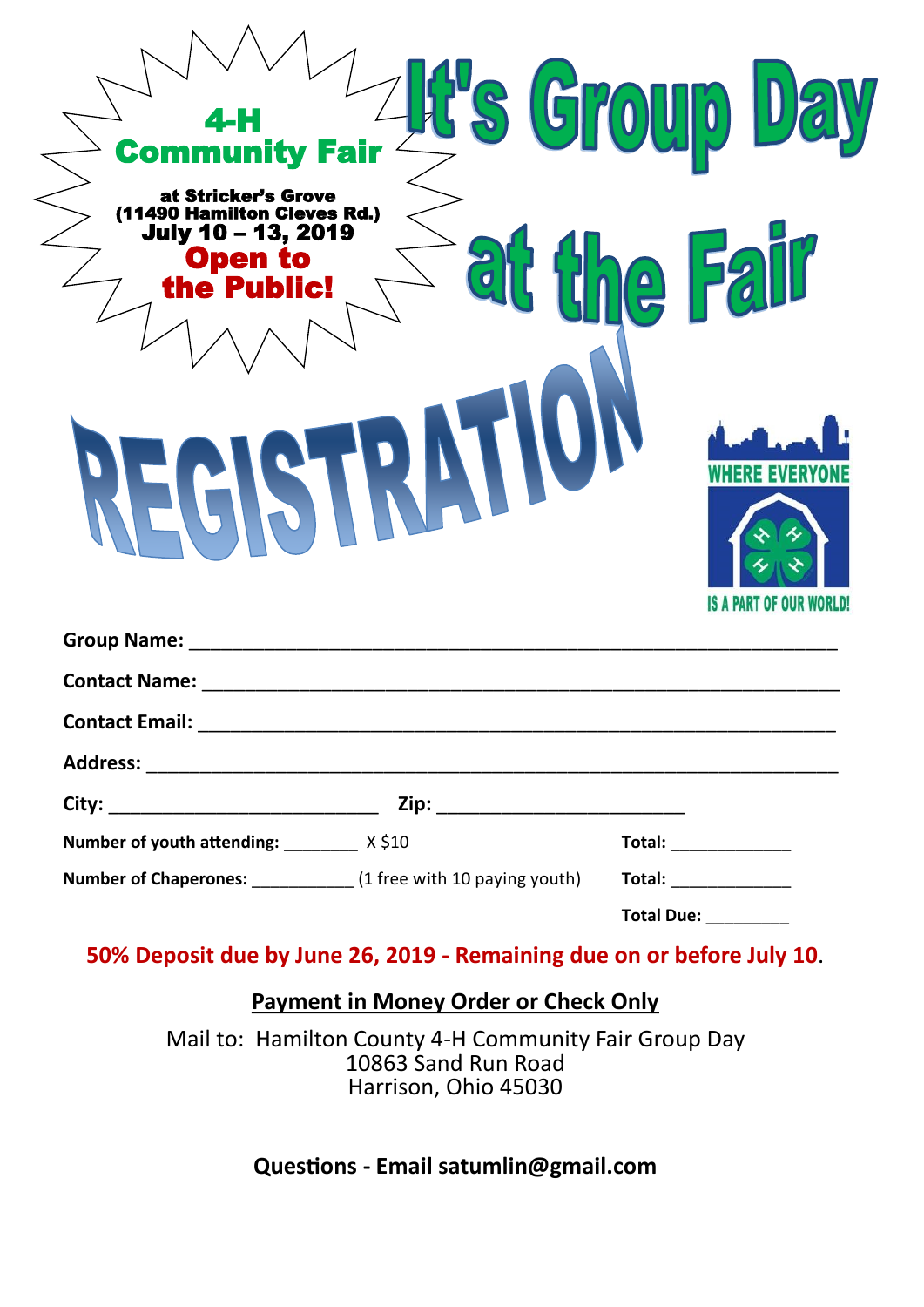**4-H Community Fair**

**at Stricker's Grove**
**(11490 Hamilton Cleves Rd.)**
**July 10 – 13, 2019**
**Open to the Public!**

# It's Group Day at the Fair

# REGISTRATION

WHERE EVERYONE IS A PART OF OUR WORLD!

**Group Name:** ____________________________________________

**Contact Name:** ____________________________________________

**Contact Email:** ____________________________________________

**Address:** ____________________________________________

**City:** ____________________ **Zip:** ____________________

**Number of youth attending:** ________ X $10 **Total:** ____________

**Number of Chaperones:** __________ (1 free with 10 paying youth) **Total:** ____________

**Total Due:** ________

**50% Deposit due by June 26, 2019 - Remaining due on or before July 10.**

**<u>Payment in Money Order or Check Only</u>**

Mail to: Hamilton County 4-H Community Fair Group Day
10863 Sand Run Road
Harrison, Ohio 45030

**Questions - Email satumlin@gmail.com**